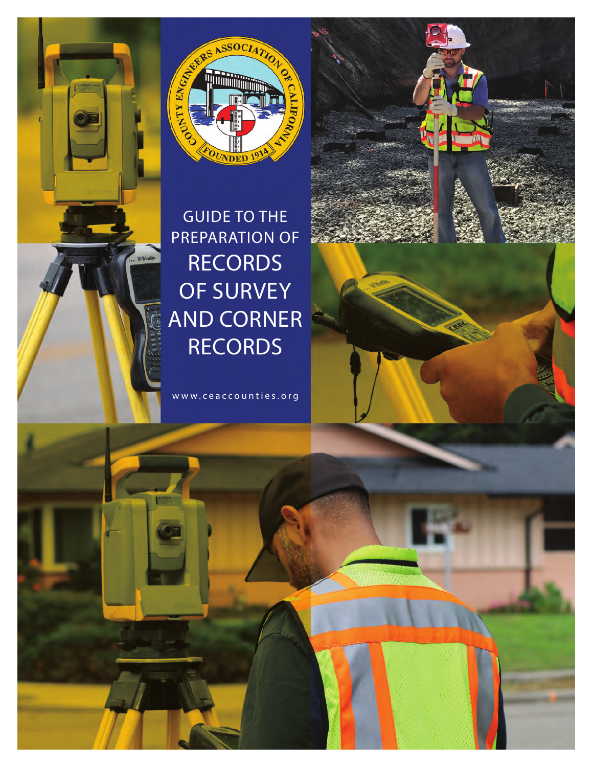# GUIDE TO THE PREPARATION OF RECORDS OF SURVEY AND CORNER RECORDS

www.ceaccounties.org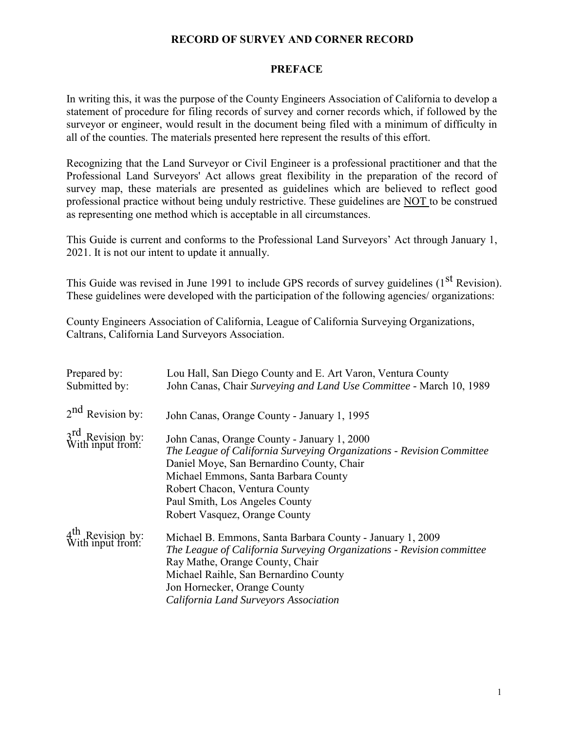## RECORD OF SURVEY AND CORNER RECORD

### PREFACE

In writing this, it was the purpose of the County Engineers Association of California to develop a statement of procedure for filing records of survey and corner records which, if followed by the surveyor or engineer, would result in the document being filed with a minimum of difficulty in all of the counties. The materials presented here represent the results of this effort.

Recognizing that the Land Surveyor or Civil Engineer is a professional practitioner and that the Professional Land Surveyors' Act allows great flexibility in the preparation of the record of survey map, these materials are presented as guidelines which are believed to reflect good professional practice without being unduly restrictive. These guidelines are NOT to be construed as representing one method which is acceptable in all circumstances.

This Guide is current and conforms to the Professional Land Surveyors' Act through January 1, 2021. It is not our intent to update it annually.

This Guide was revised in June 1991 to include GPS records of survey guidelines (1st Revision). These guidelines were developed with the participation of the following agencies/ organizations:

County Engineers Association of California, League of California Surveying Organizations, Caltrans, California Land Surveyors Association.

Prepared by: Lou Hall, San Diego County and E. Art Varon, Ventura County
Submitted by: John Canas, Chair *Surveying and Land Use Committee* - March 10, 1989

2nd Revision by: John Canas, Orange County - January 1, 1995

3rd Revision by: John Canas, Orange County - January 1, 2000
With input from: *The League of California Surveying Organizations - Revision Committee*
Daniel Moye, San Bernardino County, Chair
Michael Emmons, Santa Barbara County
Robert Chacon, Ventura County
Paul Smith, Los Angeles County
Robert Vasquez, Orange County

4th Revision by: Michael B. Emmons, Santa Barbara County - January 1, 2009
With input from: *The League of California Surveying Organizations - Revision committee*
Ray Mathe, Orange County, Chair
Michael Raihle, San Bernardino County
Jon Hornecker, Orange County
*California Land Surveyors Association*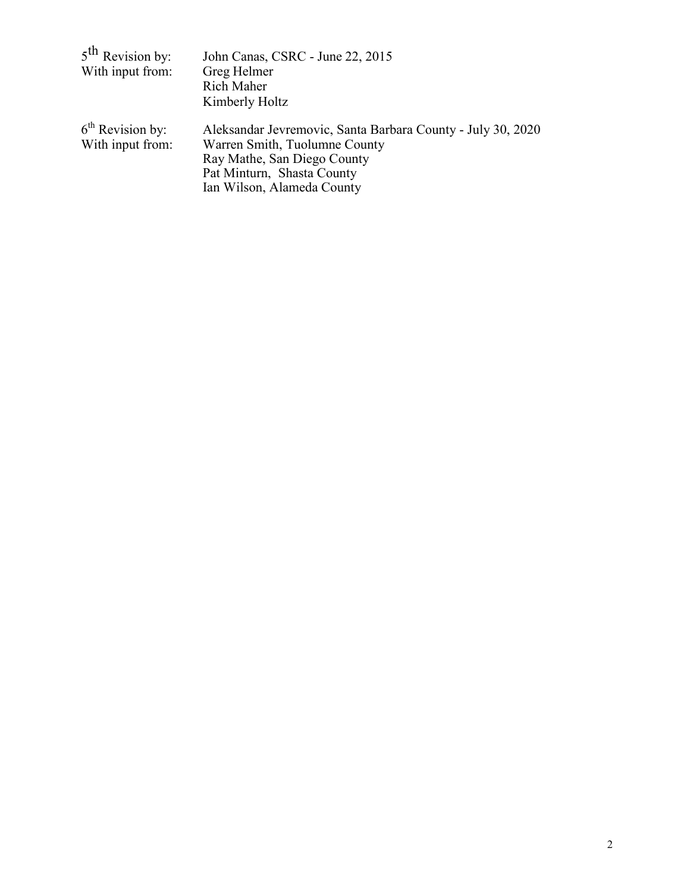5th Revision by: John Canas, CSRC - June 22, 2015
With input from: Greg Helmer
Rich Maher
Kimberly Holtz

6th Revision by: Aleksandar Jevremovic, Santa Barbara County - July 30, 2020
With input from: Warren Smith, Tuolumne County
Ray Mathe, San Diego County
Pat Minturn, Shasta County
Ian Wilson, Alameda County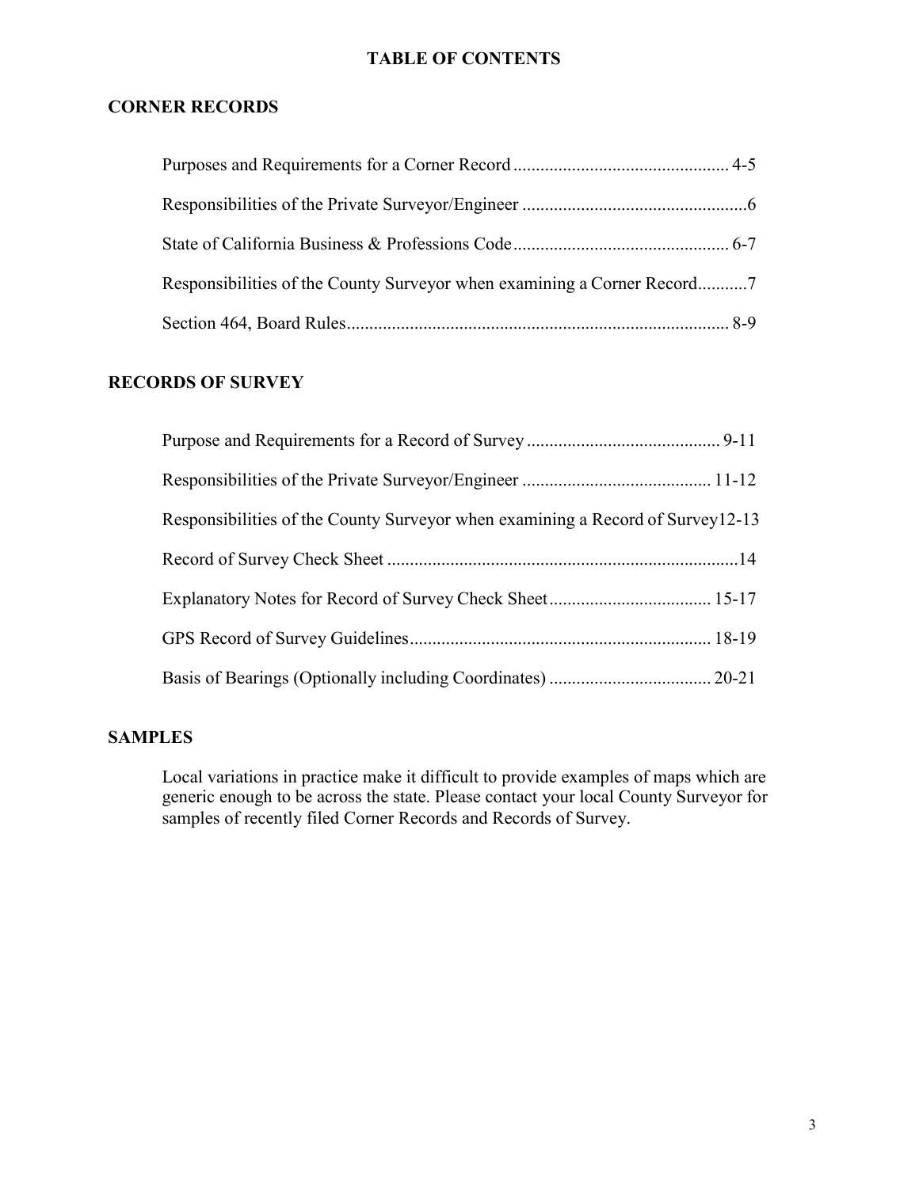# TABLE OF CONTENTS

## CORNER RECORDS

Purposes and Requirements for a Corner Record ................................................ 4-5

Responsibilities of the Private Surveyor/Engineer .................................................6

State of California Business & Professions Code................................................ 6-7

Responsibilities of the County Surveyor when examining a Corner Record...........7

Section 464, Board Rules.................................................................................... 8-9

## RECORDS OF SURVEY

Purpose and Requirements for a Record of Survey ........................................... 9-11

Responsibilities of the Private Surveyor/Engineer .......................................... 11-12

Responsibilities of the County Surveyor when examining a Record of Survey12-13

Record of Survey Check Sheet .............................................................................14

Explanatory Notes for Record of Survey Check Sheet.................................... 15-17

GPS Record of Survey Guidelines................................................................... 18-19

Basis of Bearings (Optionally including Coordinates) .................................... 20-21

## SAMPLES

Local variations in practice make it difficult to provide examples of maps which are generic enough to be across the state. Please contact your local County Surveyor for samples of recently filed Corner Records and Records of Survey.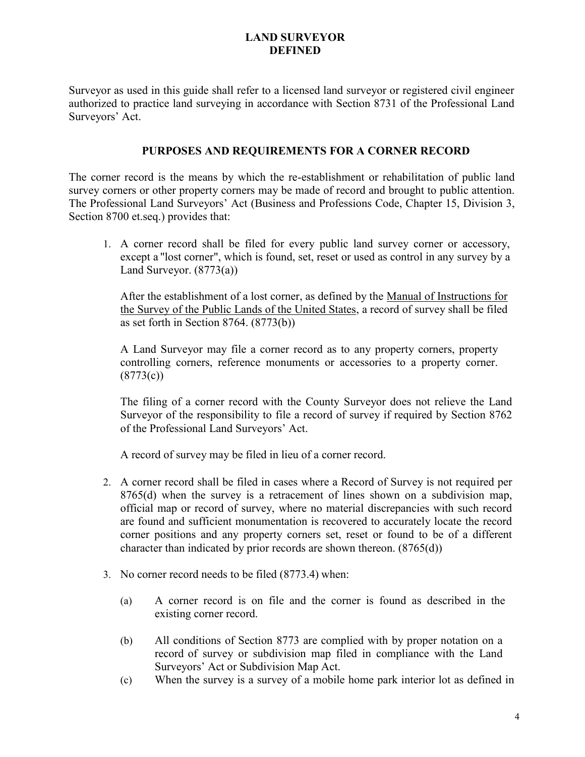## LAND SURVEYOR DEFINED

Surveyor as used in this guide shall refer to a licensed land surveyor or registered civil engineer authorized to practice land surveying in accordance with Section 8731 of the Professional Land Surveyors' Act.

## PURPOSES AND REQUIREMENTS FOR A CORNER RECORD

The corner record is the means by which the re-establishment or rehabilitation of public land survey corners or other property corners may be made of record and brought to public attention. The Professional Land Surveyors' Act (Business and Professions Code, Chapter 15, Division 3, Section 8700 et.seq.) provides that:

1. A corner record shall be filed for every public land survey corner or accessory, except a "lost corner", which is found, set, reset or used as control in any survey by a Land Surveyor. (8773(a))

   After the establishment of a lost corner, as defined by the Manual of Instructions for the Survey of the Public Lands of the United States, a record of survey shall be filed as set forth in Section 8764. (8773(b))

   A Land Surveyor may file a corner record as to any property corners, property controlling corners, reference monuments or accessories to a property corner. (8773(c))

   The filing of a corner record with the County Surveyor does not relieve the Land Surveyor of the responsibility to file a record of survey if required by Section 8762 of the Professional Land Surveyors' Act.

   A record of survey may be filed in lieu of a corner record.

2. A corner record shall be filed in cases where a Record of Survey is not required per 8765(d) when the survey is a retracement of lines shown on a subdivision map, official map or record of survey, where no material discrepancies with such record are found and sufficient monumentation is recovered to accurately locate the record corner positions and any property corners set, reset or found to be of a different character than indicated by prior records are shown thereon. (8765(d))

3. No corner record needs to be filed (8773.4) when:

   (a) A corner record is on file and the corner is found as described in the existing corner record.

   (b) All conditions of Section 8773 are complied with by proper notation on a record of survey or subdivision map filed in compliance with the Land Surveyors' Act or Subdivision Map Act.

   (c) When the survey is a survey of a mobile home park interior lot as defined in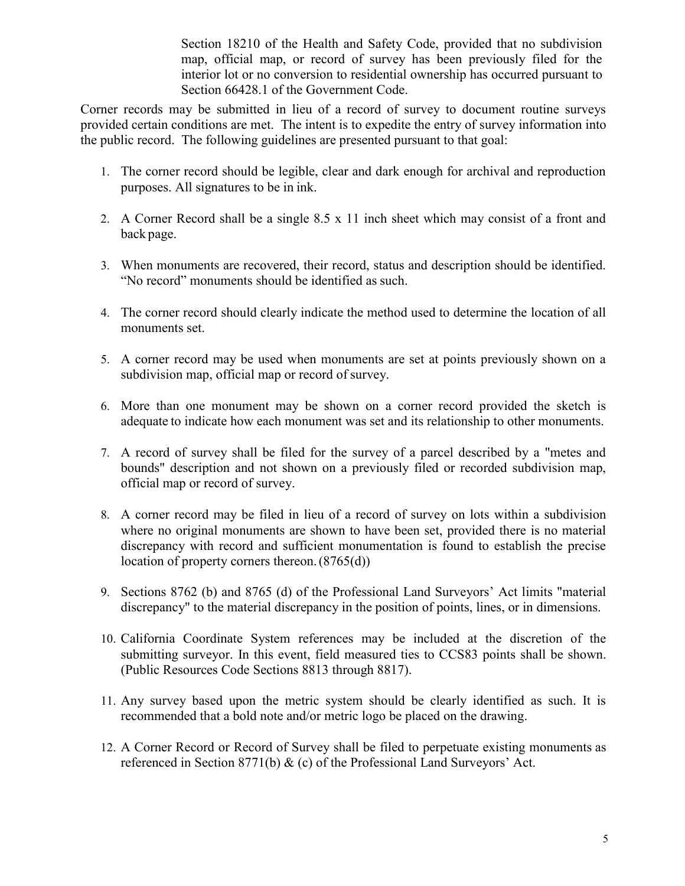Section 18210 of the Health and Safety Code, provided that no subdivision map, official map, or record of survey has been previously filed for the interior lot or no conversion to residential ownership has occurred pursuant to Section 66428.1 of the Government Code.

Corner records may be submitted in lieu of a record of survey to document routine surveys provided certain conditions are met. The intent is to expedite the entry of survey information into the public record. The following guidelines are presented pursuant to that goal:

1. The corner record should be legible, clear and dark enough for archival and reproduction purposes. All signatures to be in ink.

2. A Corner Record shall be a single 8.5 x 11 inch sheet which may consist of a front and back page.

3. When monuments are recovered, their record, status and description should be identified. "No record" monuments should be identified as such.

4. The corner record should clearly indicate the method used to determine the location of all monuments set.

5. A corner record may be used when monuments are set at points previously shown on a subdivision map, official map or record of survey.

6. More than one monument may be shown on a corner record provided the sketch is adequate to indicate how each monument was set and its relationship to other monuments.

7. A record of survey shall be filed for the survey of a parcel described by a "metes and bounds" description and not shown on a previously filed or recorded subdivision map, official map or record of survey.

8. A corner record may be filed in lieu of a record of survey on lots within a subdivision where no original monuments are shown to have been set, provided there is no material discrepancy with record and sufficient monumentation is found to establish the precise location of property corners thereon. (8765(d))

9. Sections 8762 (b) and 8765 (d) of the Professional Land Surveyors' Act limits "material discrepancy" to the material discrepancy in the position of points, lines, or in dimensions.

10. California Coordinate System references may be included at the discretion of the submitting surveyor. In this event, field measured ties to CCS83 points shall be shown. (Public Resources Code Sections 8813 through 8817).

11. Any survey based upon the metric system should be clearly identified as such. It is recommended that a bold note and/or metric logo be placed on the drawing.

12. A Corner Record or Record of Survey shall be filed to perpetuate existing monuments as referenced in Section 8771(b) & (c) of the Professional Land Surveyors' Act.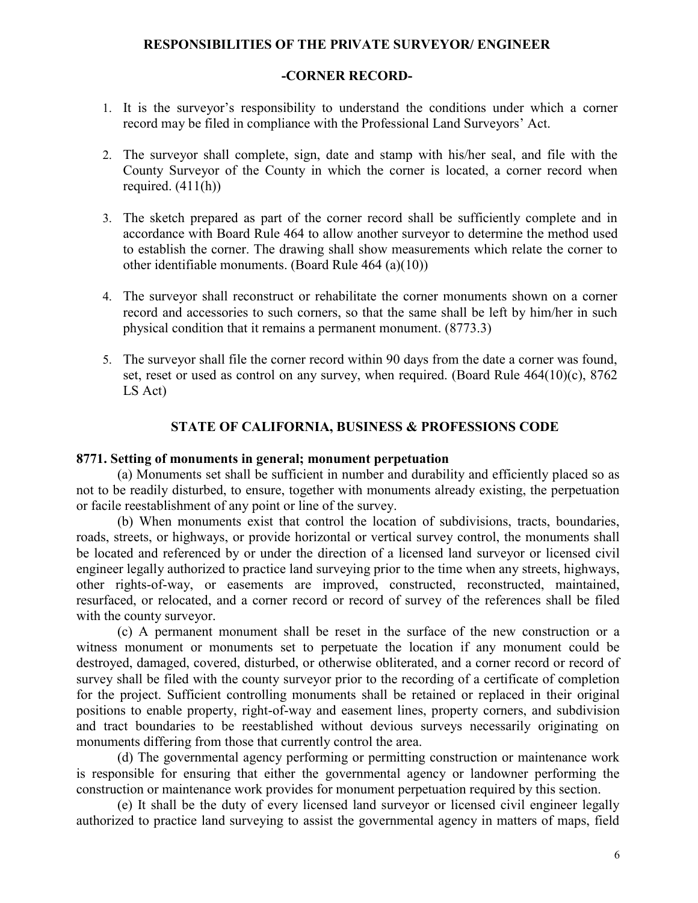## RESPONSIBILITIES OF THE PRIVATE SURVEYOR/ ENGINEER

### -CORNER RECORD-

1. It is the surveyor's responsibility to understand the conditions under which a corner record may be filed in compliance with the Professional Land Surveyors' Act.

2. The surveyor shall complete, sign, date and stamp with his/her seal, and file with the County Surveyor of the County in which the corner is located, a corner record when required. (411(h))

3. The sketch prepared as part of the corner record shall be sufficiently complete and in accordance with Board Rule 464 to allow another surveyor to determine the method used to establish the corner. The drawing shall show measurements which relate the corner to other identifiable monuments. (Board Rule 464 (a)(10))

4. The surveyor shall reconstruct or rehabilitate the corner monuments shown on a corner record and accessories to such corners, so that the same shall be left by him/her in such physical condition that it remains a permanent monument. (8773.3)

5. The surveyor shall file the corner record within 90 days from the date a corner was found, set, reset or used as control on any survey, when required. (Board Rule 464(10)(c), 8762 LS Act)

## STATE OF CALIFORNIA, BUSINESS & PROFESSIONS CODE

**8771. Setting of monuments in general; monument perpetuation**

(a) Monuments set shall be sufficient in number and durability and efficiently placed so as not to be readily disturbed, to ensure, together with monuments already existing, the perpetuation or facile reestablishment of any point or line of the survey.

(b) When monuments exist that control the location of subdivisions, tracts, boundaries, roads, streets, or highways, or provide horizontal or vertical survey control, the monuments shall be located and referenced by or under the direction of a licensed land surveyor or licensed civil engineer legally authorized to practice land surveying prior to the time when any streets, highways, other rights-of-way, or easements are improved, constructed, reconstructed, maintained, resurfaced, or relocated, and a corner record or record of survey of the references shall be filed with the county surveyor.

(c) A permanent monument shall be reset in the surface of the new construction or a witness monument or monuments set to perpetuate the location if any monument could be destroyed, damaged, covered, disturbed, or otherwise obliterated, and a corner record or record of survey shall be filed with the county surveyor prior to the recording of a certificate of completion for the project. Sufficient controlling monuments shall be retained or replaced in their original positions to enable property, right-of-way and easement lines, property corners, and subdivision and tract boundaries to be reestablished without devious surveys necessarily originating on monuments differing from those that currently control the area.

(d) The governmental agency performing or permitting construction or maintenance work is responsible for ensuring that either the governmental agency or landowner performing the construction or maintenance work provides for monument perpetuation required by this section.

(e) It shall be the duty of every licensed land surveyor or licensed civil engineer legally authorized to practice land surveying to assist the governmental agency in matters of maps, field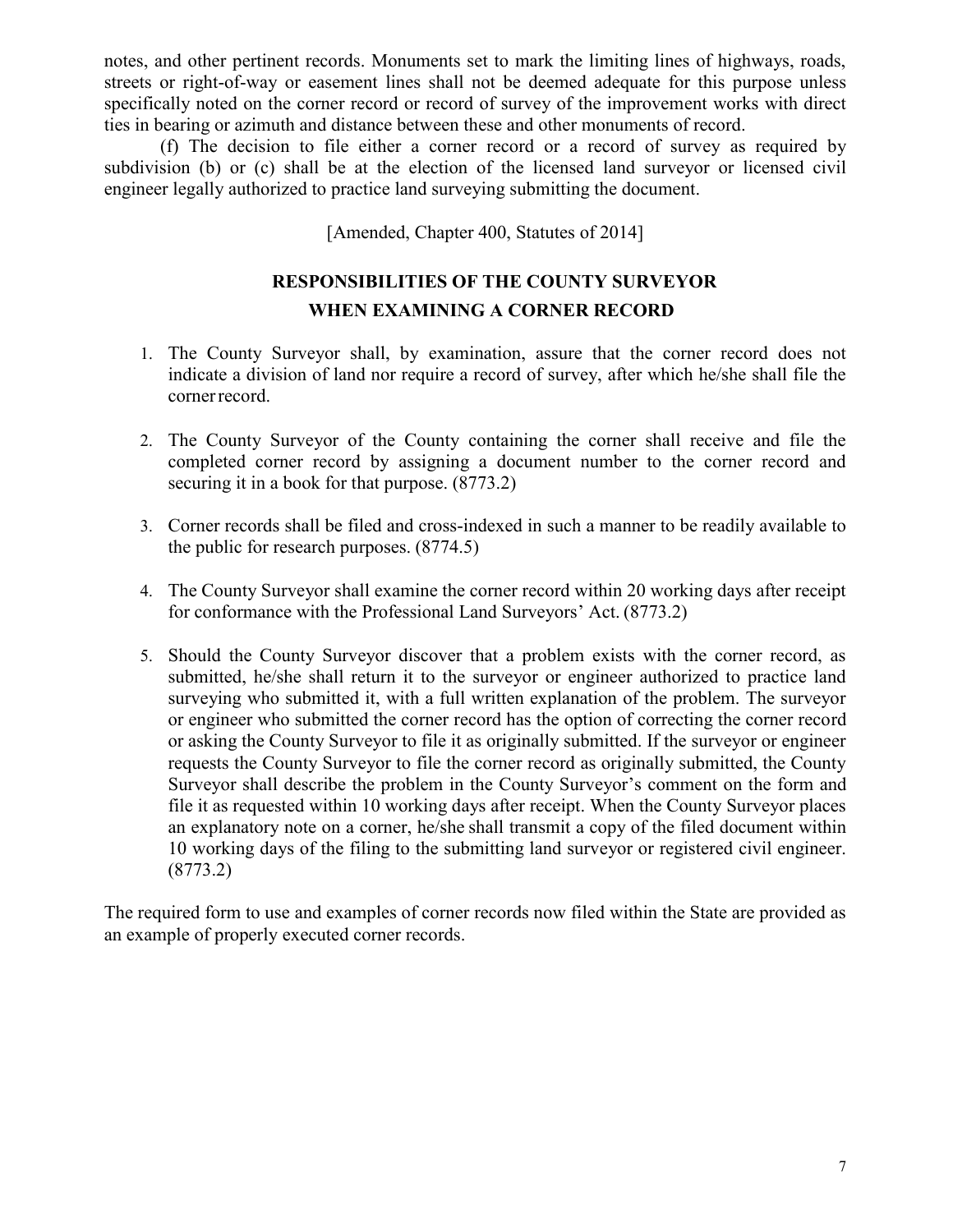notes, and other pertinent records. Monuments set to mark the limiting lines of highways, roads, streets or right-of-way or easement lines shall not be deemed adequate for this purpose unless specifically noted on the corner record or record of survey of the improvement works with direct ties in bearing or azimuth and distance between these and other monuments of record.

(f) The decision to file either a corner record or a record of survey as required by subdivision (b) or (c) shall be at the election of the licensed land surveyor or licensed civil engineer legally authorized to practice land surveying submitting the document.

[Amended, Chapter 400, Statutes of 2014]

## RESPONSIBILITIES OF THE COUNTY SURVEYOR WHEN EXAMINING A CORNER RECORD

1. The County Surveyor shall, by examination, assure that the corner record does not indicate a division of land nor require a record of survey, after which he/she shall file the corner record.

2. The County Surveyor of the County containing the corner shall receive and file the completed corner record by assigning a document number to the corner record and securing it in a book for that purpose. (8773.2)

3. Corner records shall be filed and cross-indexed in such a manner to be readily available to the public for research purposes. (8774.5)

4. The County Surveyor shall examine the corner record within 20 working days after receipt for conformance with the Professional Land Surveyors' Act. (8773.2)

5. Should the County Surveyor discover that a problem exists with the corner record, as submitted, he/she shall return it to the surveyor or engineer authorized to practice land surveying who submitted it, with a full written explanation of the problem. The surveyor or engineer who submitted the corner record has the option of correcting the corner record or asking the County Surveyor to file it as originally submitted. If the surveyor or engineer requests the County Surveyor to file the corner record as originally submitted, the County Surveyor shall describe the problem in the County Surveyor's comment on the form and file it as requested within 10 working days after receipt. When the County Surveyor places an explanatory note on a corner, he/she shall transmit a copy of the filed document within 10 working days of the filing to the submitting land surveyor or registered civil engineer. (8773.2)

The required form to use and examples of corner records now filed within the State are provided as an example of properly executed corner records.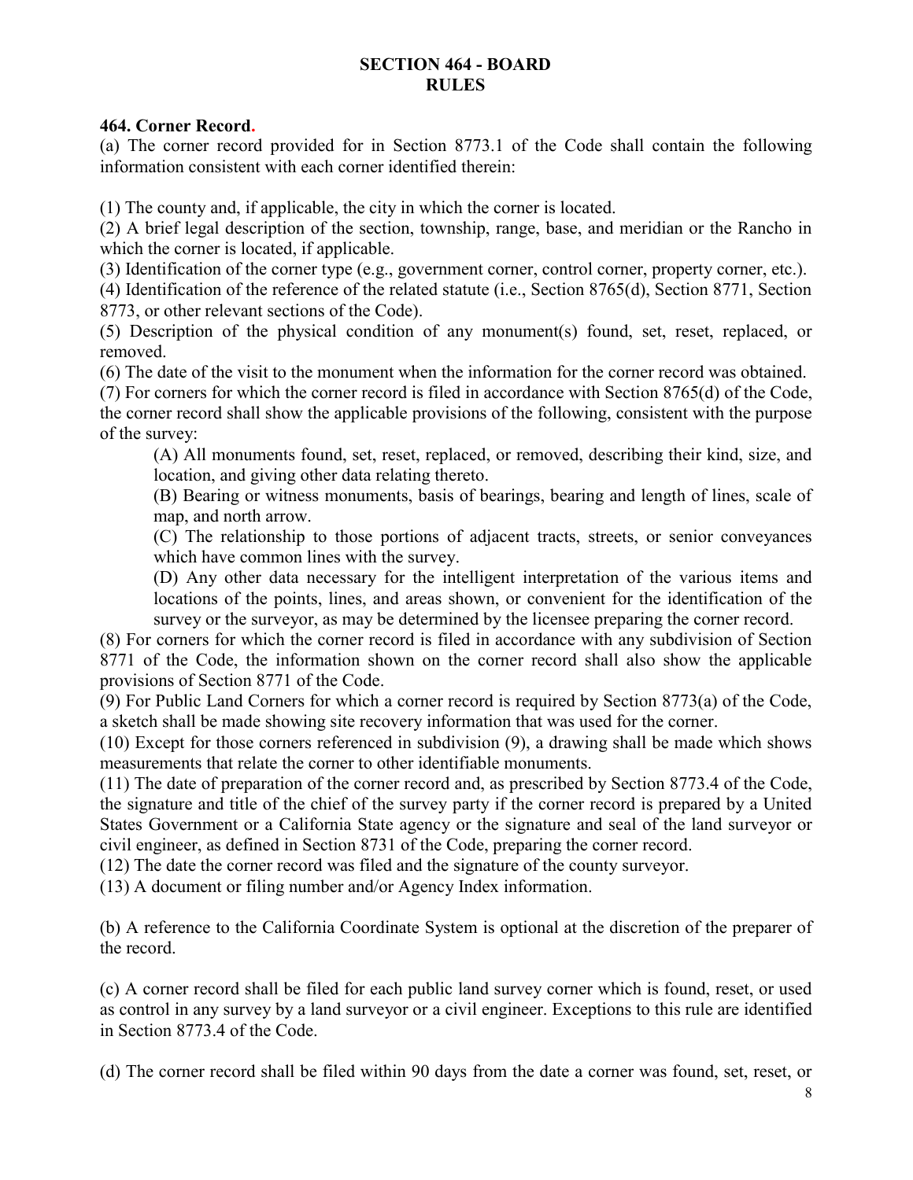# SECTION 464 - BOARD RULES

**464. Corner Record.**

(a) The corner record provided for in Section 8773.1 of the Code shall contain the following information consistent with each corner identified therein:

(1) The county and, if applicable, the city in which the corner is located.
(2) A brief legal description of the section, township, range, base, and meridian or the Rancho in which the corner is located, if applicable.
(3) Identification of the corner type (e.g., government corner, control corner, property corner, etc.).
(4) Identification of the reference of the related statute (i.e., Section 8765(d), Section 8771, Section 8773, or other relevant sections of the Code).
(5) Description of the physical condition of any monument(s) found, set, reset, replaced, or removed.
(6) The date of the visit to the monument when the information for the corner record was obtained.
(7) For corners for which the corner record is filed in accordance with Section 8765(d) of the Code, the corner record shall show the applicable provisions of the following, consistent with the purpose of the survey:

> (A) All monuments found, set, reset, replaced, or removed, describing their kind, size, and location, and giving other data relating thereto.
> (B) Bearing or witness monuments, basis of bearings, bearing and length of lines, scale of map, and north arrow.
> (C) The relationship to those portions of adjacent tracts, streets, or senior conveyances which have common lines with the survey.
> (D) Any other data necessary for the intelligent interpretation of the various items and locations of the points, lines, and areas shown, or convenient for the identification of the survey or the surveyor, as may be determined by the licensee preparing the corner record.

(8) For corners for which the corner record is filed in accordance with any subdivision of Section 8771 of the Code, the information shown on the corner record shall also show the applicable provisions of Section 8771 of the Code.
(9) For Public Land Corners for which a corner record is required by Section 8773(a) of the Code, a sketch shall be made showing site recovery information that was used for the corner.
(10) Except for those corners referenced in subdivision (9), a drawing shall be made which shows measurements that relate the corner to other identifiable monuments.
(11) The date of preparation of the corner record and, as prescribed by Section 8773.4 of the Code, the signature and title of the chief of the survey party if the corner record is prepared by a United States Government or a California State agency or the signature and seal of the land surveyor or civil engineer, as defined in Section 8731 of the Code, preparing the corner record.
(12) The date the corner record was filed and the signature of the county surveyor.
(13) A document or filing number and/or Agency Index information.

(b) A reference to the California Coordinate System is optional at the discretion of the preparer of the record.

(c) A corner record shall be filed for each public land survey corner which is found, reset, or used as control in any survey by a land surveyor or a civil engineer. Exceptions to this rule are identified in Section 8773.4 of the Code.

(d) The corner record shall be filed within 90 days from the date a corner was found, set, reset, or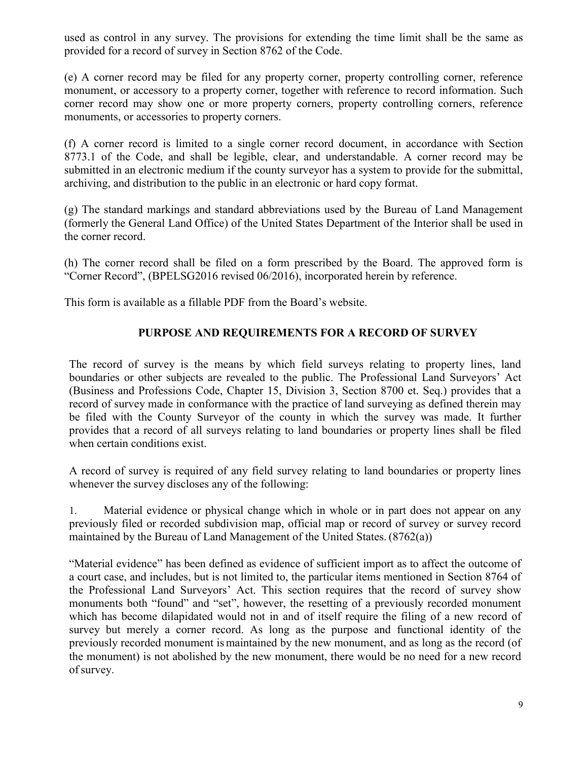used as control in any survey. The provisions for extending the time limit shall be the same as provided for a record of survey in Section 8762 of the Code.

(e) A corner record may be filed for any property corner, property controlling corner, reference monument, or accessory to a property corner, together with reference to record information. Such corner record may show one or more property corners, property controlling corners, reference monuments, or accessories to property corners.

(f) A corner record is limited to a single corner record document, in accordance with Section 8773.1 of the Code, and shall be legible, clear, and understandable. A corner record may be submitted in an electronic medium if the county surveyor has a system to provide for the submittal, archiving, and distribution to the public in an electronic or hard copy format.

(g) The standard markings and standard abbreviations used by the Bureau of Land Management (formerly the General Land Office) of the United States Department of the Interior shall be used in the corner record.

(h) The corner record shall be filed on a form prescribed by the Board. The approved form is "Corner Record", (BPELSG2016 revised 06/2016), incorporated herein by reference.

This form is available as a fillable PDF from the Board's website.

## PURPOSE AND REQUIREMENTS FOR A RECORD OF SURVEY

The record of survey is the means by which field surveys relating to property lines, land boundaries or other subjects are revealed to the public. The Professional Land Surveyors' Act (Business and Professions Code, Chapter 15, Division 3, Section 8700 et. Seq.) provides that a record of survey made in conformance with the practice of land surveying as defined therein may be filed with the County Surveyor of the county in which the survey was made. It further provides that a record of all surveys relating to land boundaries or property lines shall be filed when certain conditions exist.

A record of survey is required of any field survey relating to land boundaries or property lines whenever the survey discloses any of the following:

1. Material evidence or physical change which in whole or in part does not appear on any previously filed or recorded subdivision map, official map or record of survey or survey record maintained by the Bureau of Land Management of the United States. (8762(a))

"Material evidence" has been defined as evidence of sufficient import as to affect the outcome of a court case, and includes, but is not limited to, the particular items mentioned in Section 8764 of the Professional Land Surveyors' Act. This section requires that the record of survey show monuments both "found" and "set", however, the resetting of a previously recorded monument which has become dilapidated would not in and of itself require the filing of a new record of survey but merely a corner record. As long as the purpose and functional identity of the previously recorded monument is maintained by the new monument, and as long as the record (of the monument) is not abolished by the new monument, there would be no need for a new record of survey.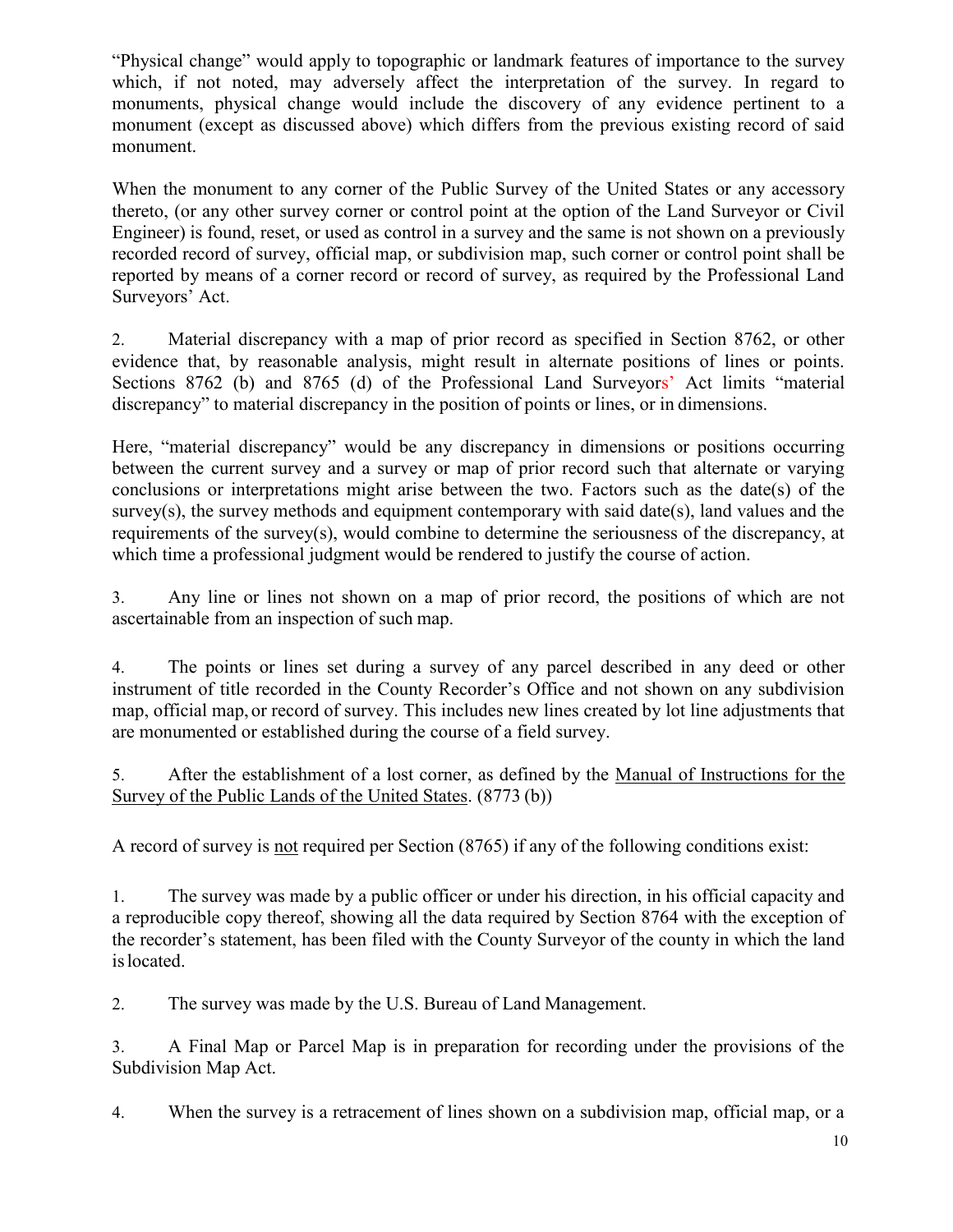"Physical change" would apply to topographic or landmark features of importance to the survey which, if not noted, may adversely affect the interpretation of the survey. In regard to monuments, physical change would include the discovery of any evidence pertinent to a monument (except as discussed above) which differs from the previous existing record of said monument.

When the monument to any corner of the Public Survey of the United States or any accessory thereto, (or any other survey corner or control point at the option of the Land Surveyor or Civil Engineer) is found, reset, or used as control in a survey and the same is not shown on a previously recorded record of survey, official map, or subdivision map, such corner or control point shall be reported by means of a corner record or record of survey, as required by the Professional Land Surveyors' Act.

2. Material discrepancy with a map of prior record as specified in Section 8762, or other evidence that, by reasonable analysis, might result in alternate positions of lines or points. Sections 8762 (b) and 8765 (d) of the Professional Land Surveyors' Act limits "material discrepancy" to material discrepancy in the position of points or lines, or in dimensions.

Here, "material discrepancy" would be any discrepancy in dimensions or positions occurring between the current survey and a survey or map of prior record such that alternate or varying conclusions or interpretations might arise between the two. Factors such as the date(s) of the survey(s), the survey methods and equipment contemporary with said date(s), land values and the requirements of the survey(s), would combine to determine the seriousness of the discrepancy, at which time a professional judgment would be rendered to justify the course of action.

3. Any line or lines not shown on a map of prior record, the positions of which are not ascertainable from an inspection of such map.

4. The points or lines set during a survey of any parcel described in any deed or other instrument of title recorded in the County Recorder's Office and not shown on any subdivision map, official map, or record of survey. This includes new lines created by lot line adjustments that are monumented or established during the course of a field survey.

5. After the establishment of a lost corner, as defined by the Manual of Instructions for the Survey of the Public Lands of the United States. (8773 (b))

A record of survey is not required per Section (8765) if any of the following conditions exist:

1. The survey was made by a public officer or under his direction, in his official capacity and a reproducible copy thereof, showing all the data required by Section 8764 with the exception of the recorder's statement, has been filed with the County Surveyor of the county in which the land is located.

2. The survey was made by the U.S. Bureau of Land Management.

3. A Final Map or Parcel Map is in preparation for recording under the provisions of the Subdivision Map Act.

4. When the survey is a retracement of lines shown on a subdivision map, official map, or a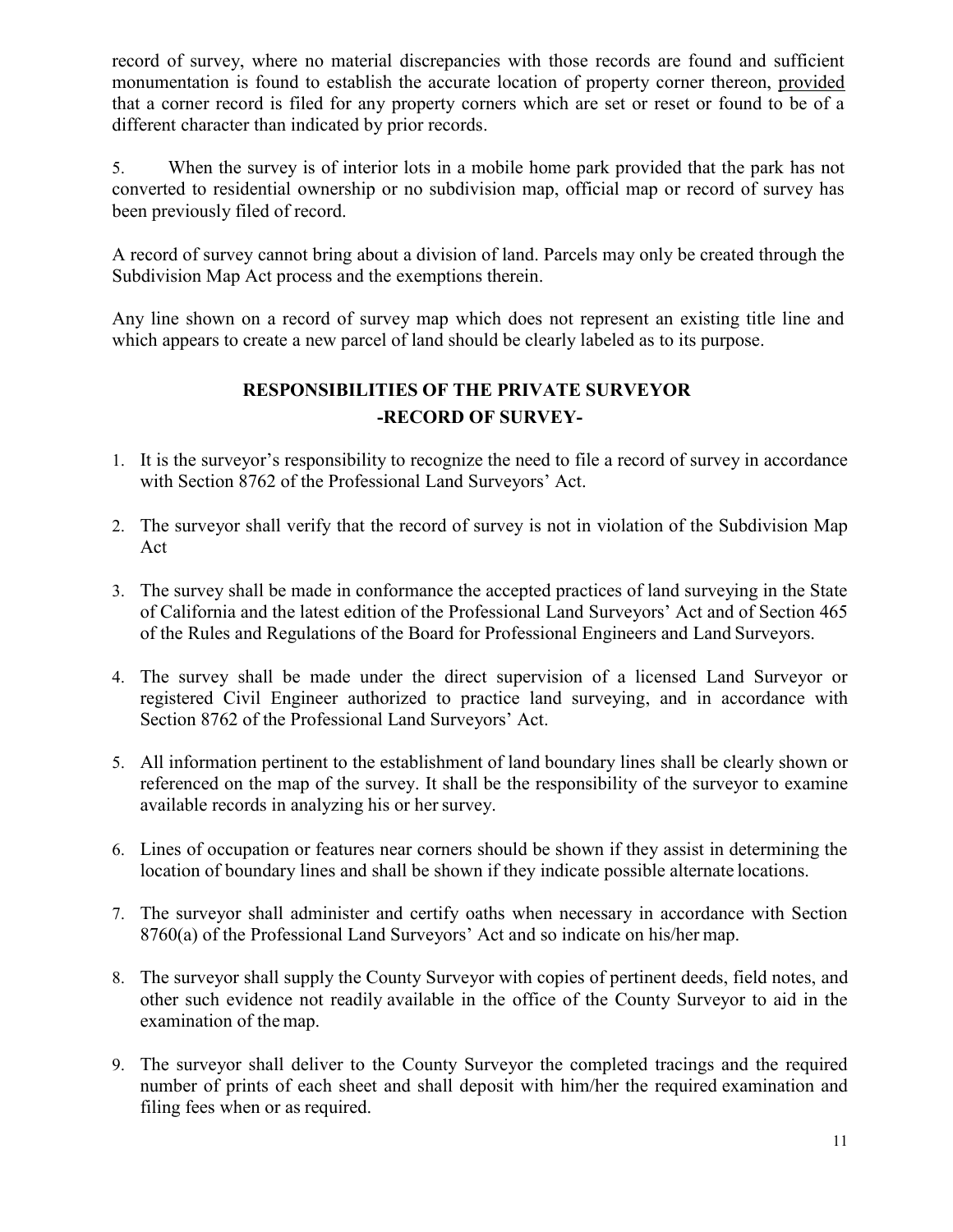record of survey, where no material discrepancies with those records are found and sufficient monumentation is found to establish the accurate location of property corner thereon, <u>provided</u> that a corner record is filed for any property corners which are set or reset or found to be of a different character than indicated by prior records.

5. When the survey is of interior lots in a mobile home park provided that the park has not converted to residential ownership or no subdivision map, official map or record of survey has been previously filed of record.

A record of survey cannot bring about a division of land. Parcels may only be created through the Subdivision Map Act process and the exemptions therein.

Any line shown on a record of survey map which does not represent an existing title line and which appears to create a new parcel of land should be clearly labeled as to its purpose.

## RESPONSIBILITIES OF THE PRIVATE SURVEYOR
## -RECORD OF SURVEY-

1. It is the surveyor's responsibility to recognize the need to file a record of survey in accordance with Section 8762 of the Professional Land Surveyors' Act.
2. The surveyor shall verify that the record of survey is not in violation of the Subdivision Map Act
3. The survey shall be made in conformance the accepted practices of land surveying in the State of California and the latest edition of the Professional Land Surveyors' Act and of Section 465 of the Rules and Regulations of the Board for Professional Engineers and Land Surveyors.
4. The survey shall be made under the direct supervision of a licensed Land Surveyor or registered Civil Engineer authorized to practice land surveying, and in accordance with Section 8762 of the Professional Land Surveyors' Act.
5. All information pertinent to the establishment of land boundary lines shall be clearly shown or referenced on the map of the survey. It shall be the responsibility of the surveyor to examine available records in analyzing his or her survey.
6. Lines of occupation or features near corners should be shown if they assist in determining the location of boundary lines and shall be shown if they indicate possible alternate locations.
7. The surveyor shall administer and certify oaths when necessary in accordance with Section 8760(a) of the Professional Land Surveyors' Act and so indicate on his/her map.
8. The surveyor shall supply the County Surveyor with copies of pertinent deeds, field notes, and other such evidence not readily available in the office of the County Surveyor to aid in the examination of the map.
9. The surveyor shall deliver to the County Surveyor the completed tracings and the required number of prints of each sheet and shall deposit with him/her the required examination and filing fees when or as required.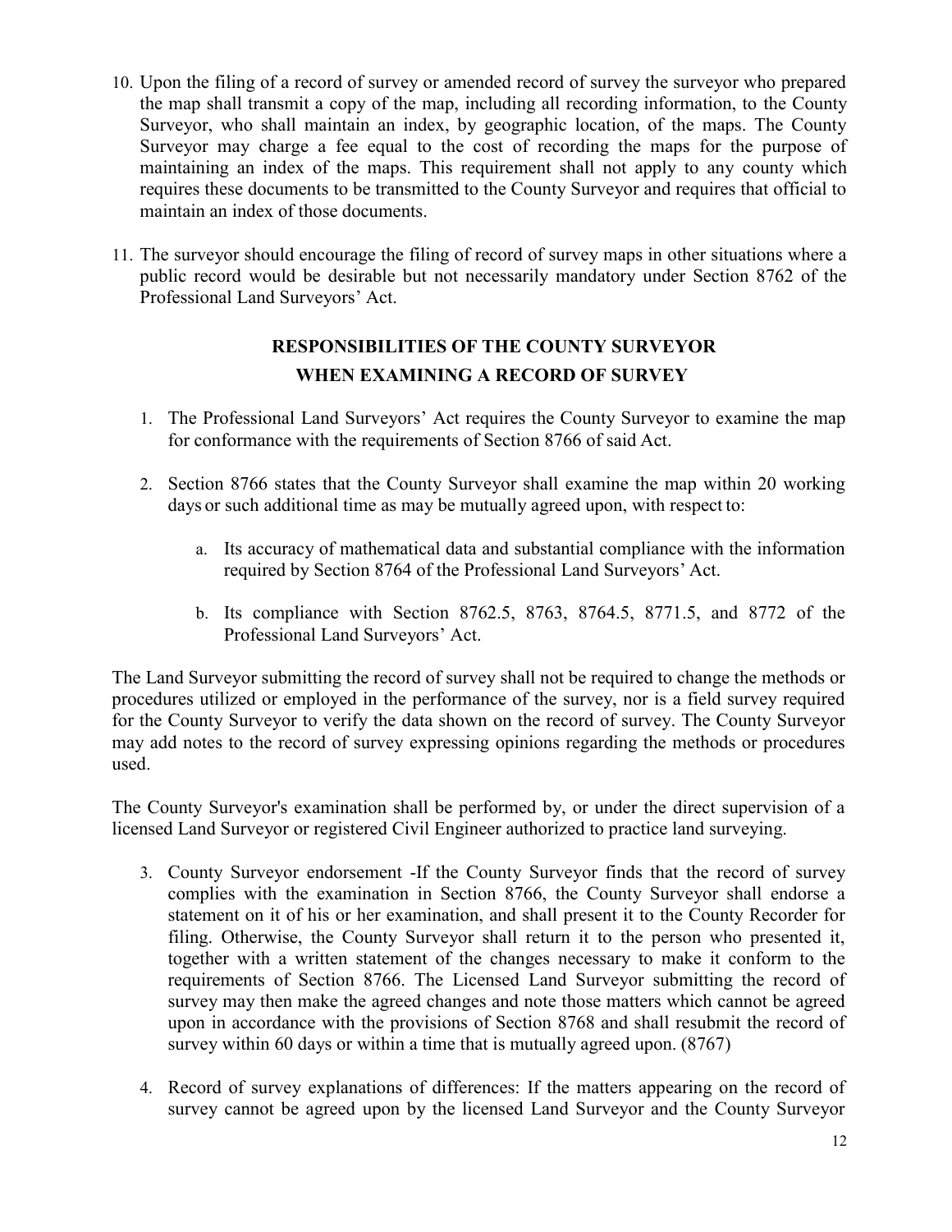10. Upon the filing of a record of survey or amended record of survey the surveyor who prepared the map shall transmit a copy of the map, including all recording information, to the County Surveyor, who shall maintain an index, by geographic location, of the maps. The County Surveyor may charge a fee equal to the cost of recording the maps for the purpose of maintaining an index of the maps. This requirement shall not apply to any county which requires these documents to be transmitted to the County Surveyor and requires that official to maintain an index of those documents.

11. The surveyor should encourage the filing of record of survey maps in other situations where a public record would be desirable but not necessarily mandatory under Section 8762 of the Professional Land Surveyors' Act.

## RESPONSIBILITIES OF THE COUNTY SURVEYOR WHEN EXAMINING A RECORD OF SURVEY

1. The Professional Land Surveyors' Act requires the County Surveyor to examine the map for conformance with the requirements of Section 8766 of said Act.

2. Section 8766 states that the County Surveyor shall examine the map within 20 working days or such additional time as may be mutually agreed upon, with respect to:

    a. Its accuracy of mathematical data and substantial compliance with the information required by Section 8764 of the Professional Land Surveyors' Act.

    b. Its compliance with Section 8762.5, 8763, 8764.5, 8771.5, and 8772 of the Professional Land Surveyors' Act.

The Land Surveyor submitting the record of survey shall not be required to change the methods or procedures utilized or employed in the performance of the survey, nor is a field survey required for the County Surveyor to verify the data shown on the record of survey. The County Surveyor may add notes to the record of survey expressing opinions regarding the methods or procedures used.

The County Surveyor's examination shall be performed by, or under the direct supervision of a licensed Land Surveyor or registered Civil Engineer authorized to practice land surveying.

3. County Surveyor endorsement -If the County Surveyor finds that the record of survey complies with the examination in Section 8766, the County Surveyor shall endorse a statement on it of his or her examination, and shall present it to the County Recorder for filing. Otherwise, the County Surveyor shall return it to the person who presented it, together with a written statement of the changes necessary to make it conform to the requirements of Section 8766. The Licensed Land Surveyor submitting the record of survey may then make the agreed changes and note those matters which cannot be agreed upon in accordance with the provisions of Section 8768 and shall resubmit the record of survey within 60 days or within a time that is mutually agreed upon. (8767)

4. Record of survey explanations of differences: If the matters appearing on the record of survey cannot be agreed upon by the licensed Land Surveyor and the County Surveyor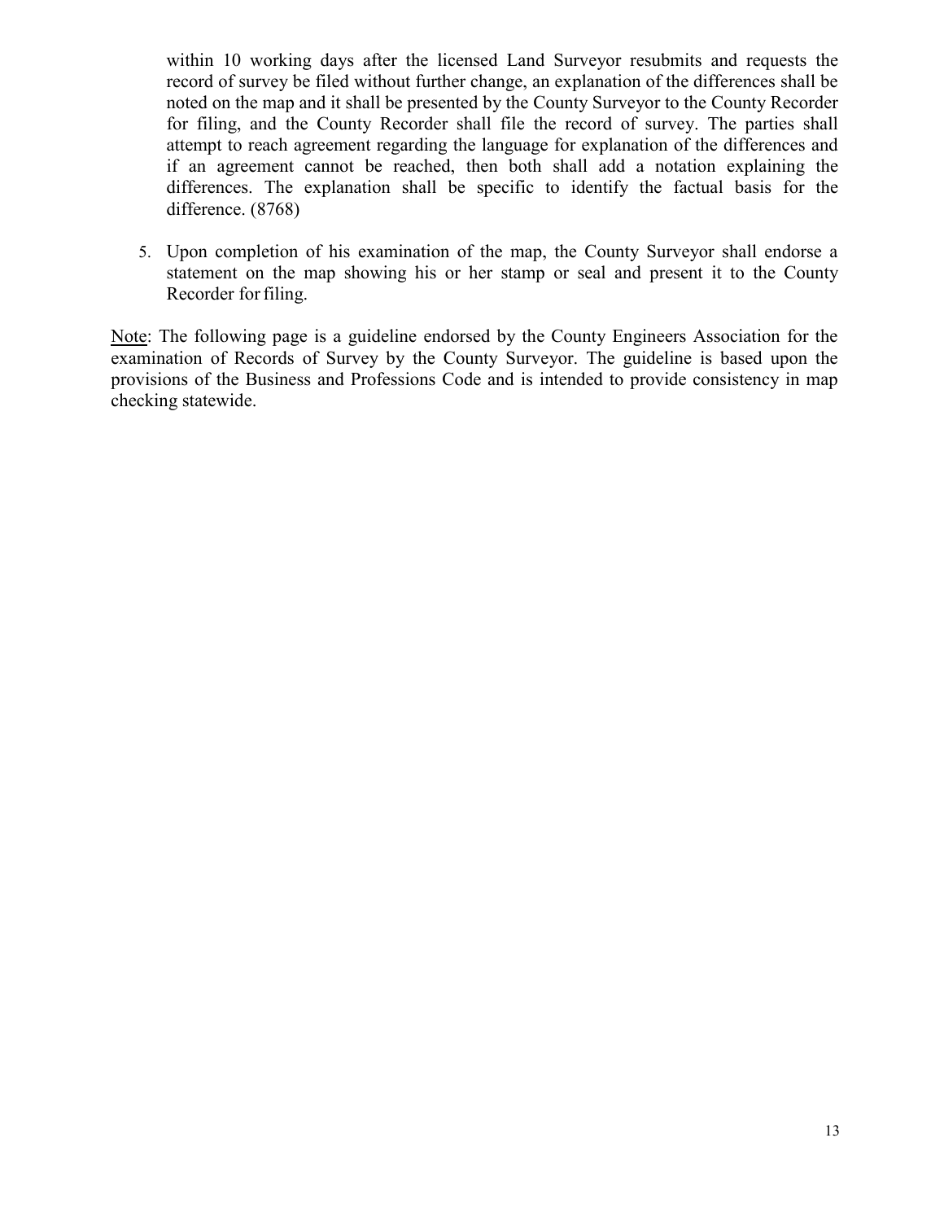within 10 working days after the licensed Land Surveyor resubmits and requests the record of survey be filed without further change, an explanation of the differences shall be noted on the map and it shall be presented by the County Surveyor to the County Recorder for filing, and the County Recorder shall file the record of survey. The parties shall attempt to reach agreement regarding the language for explanation of the differences and if an agreement cannot be reached, then both shall add a notation explaining the differences. The explanation shall be specific to identify the factual basis for the difference. (8768)

5. Upon completion of his examination of the map, the County Surveyor shall endorse a statement on the map showing his or her stamp or seal and present it to the County Recorder for filing.

<u>Note</u>: The following page is a guideline endorsed by the County Engineers Association for the examination of Records of Survey by the County Surveyor. The guideline is based upon the provisions of the Business and Professions Code and is intended to provide consistency in map checking statewide.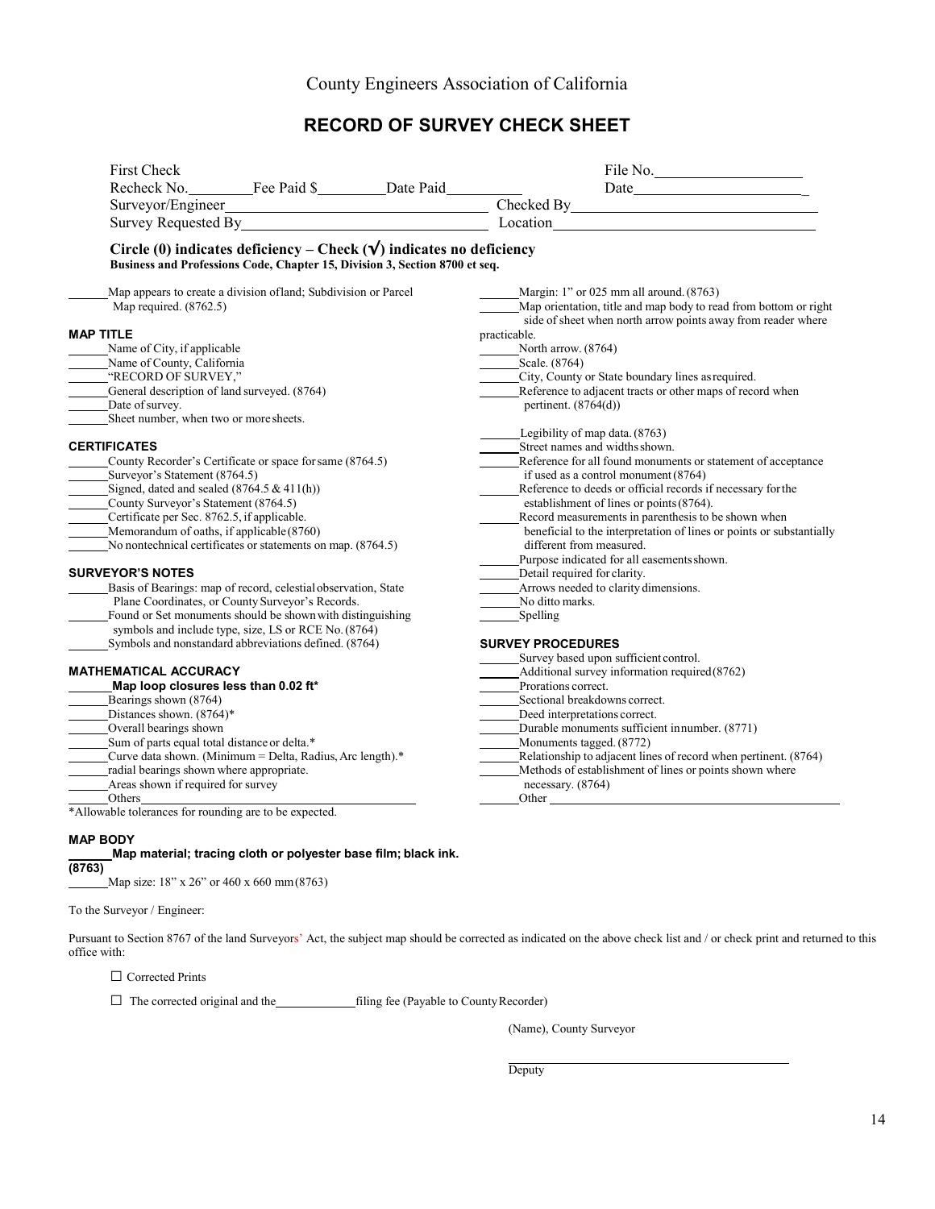County Engineers Association of California

# RECORD OF SURVEY CHECK SHEET

First Check

Recheck No.________ Fee Paid $________ Date Paid________ File No.__________________

Date______________________

Surveyor/Engineer______________________________ Checked By______________________________

Survey Requested By______________________________ Location______________________________

**Circle (0) indicates deficiency – Check (√) indicates no deficiency**
**Business and Professions Code, Chapter 15, Division 3, Section 8700 et seq.**

______Map appears to create a division of land; Subdivision or Parcel Map required. (8762.5)

### MAP TITLE

______Name of City, if applicable
______Name of County, California
______"RECORD OF SURVEY,"
______General description of land surveyed. (8764)
______Date of survey.
______Sheet number, when two or more sheets.

### CERTIFICATES

______County Recorder's Certificate or space for same (8764.5)
______Surveyor's Statement (8764.5)
______Signed, dated and sealed (8764.5 & 411(h))
______County Surveyor's Statement (8764.5)
______Certificate per Sec. 8762.5, if applicable.
______Memorandum of oaths, if applicable (8760)
______No nontechnical certificates or statements on map. (8764.5)

### SURVEYOR'S NOTES

______Basis of Bearings: map of record, celestial observation, State Plane Coordinates, or County Surveyor's Records.
______Found or Set monuments should be shown with distinguishing symbols and include type, size, LS or RCE No. (8764)
______Symbols and nonstandard abbreviations defined. (8764)

### MATHEMATICAL ACCURACY

______**Map loop closures less than 0.02 ft***
______Bearings shown (8764)
______Distances shown. (8764)*
______Overall bearings shown
______Sum of parts equal total distance or delta.*
______Curve data shown. (Minimum = Delta, Radius, Arc length).*
______radial bearings shown where appropriate.
______Areas shown if required for survey
______Others______________________________

*Allowable tolerances for rounding are to be expected.

### MAP BODY

______**Map material; tracing cloth or polyester base film; black ink. (8763)**
______Map size: 18" x 26" or 460 x 660 mm (8763)

______Margin: 1" or 025 mm all around. (8763)
______Map orientation, title and map body to read from bottom or right side of sheet when north arrow points away from reader where practicable.
______North arrow. (8764)
______Scale. (8764)
______City, County or State boundary lines as required.
______Reference to adjacent tracts or other maps of record when pertinent. (8764(d))

______Legibility of map data. (8763)
______Street names and widths shown.
______Reference for all found monuments or statement of acceptance if used as a control monument (8764)
______Reference to deeds or official records if necessary for the establishment of lines or points (8764).
______Record measurements in parenthesis to be shown when beneficial to the interpretation of lines or points or substantially different from measured.
______Purpose indicated for all easements shown.
______Detail required for clarity.
______Arrows needed to clarity dimensions.
______No ditto marks.
______Spelling

### SURVEY PROCEDURES

______Survey based upon sufficient control.
______Additional survey information required (8762)
______Prorations correct.
______Sectional breakdowns correct.
______Deed interpretations correct.
______Durable monuments sufficient in number. (8771)
______Monuments tagged. (8772)
______Relationship to adjacent lines of record when pertinent. (8764)
______Methods of establishment of lines or points shown where necessary. (8764)
______Other______________________________

To the Surveyor / Engineer:

Pursuant to Section 8767 of the land Surveyors' Act, the subject map should be corrected as indicated on the above check list and / or check print and returned to this office with:

☐ Corrected Prints

☐ The corrected original and the____________filing fee (Payable to County Recorder)

(Name), County Surveyor

______________________________
Deputy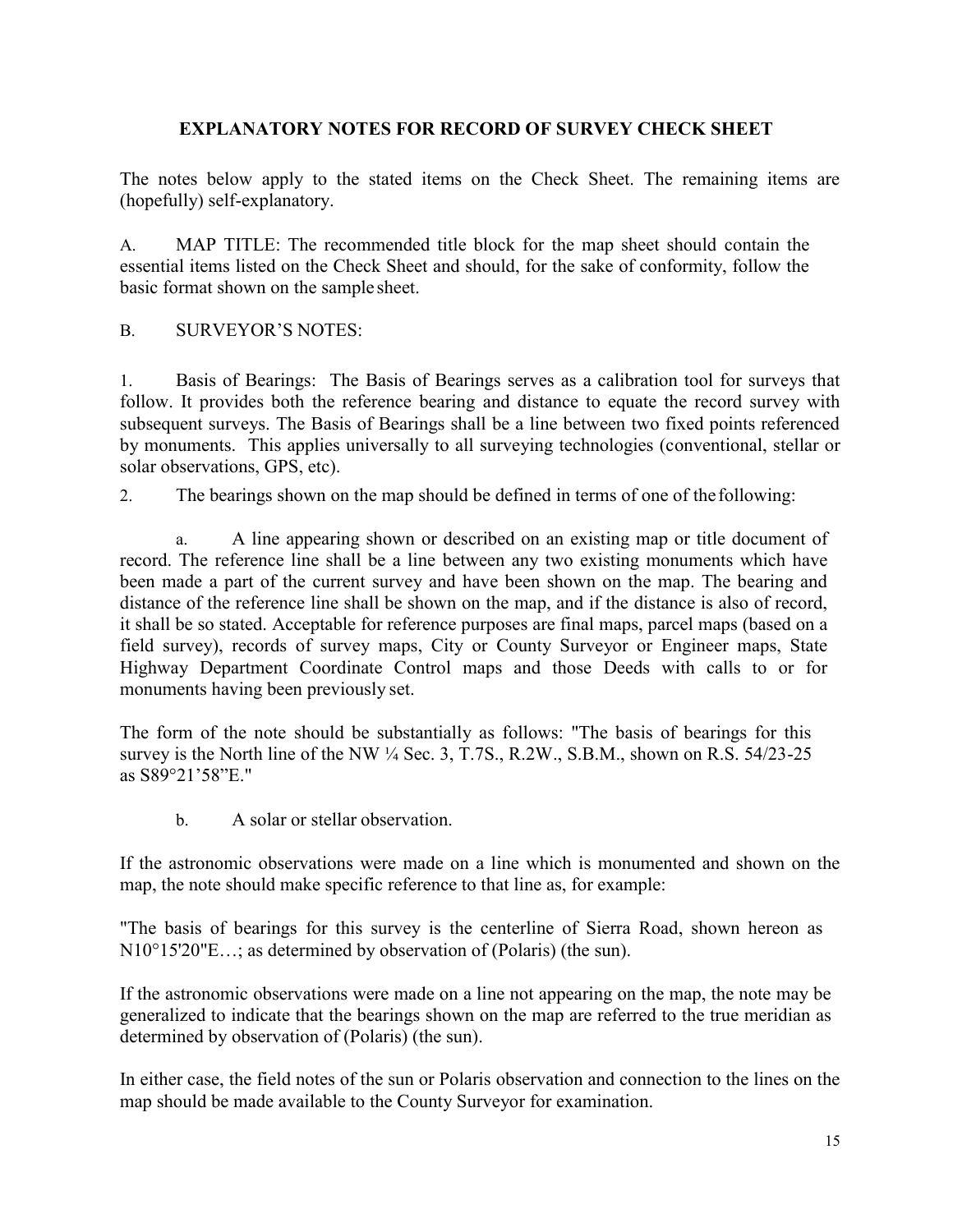## EXPLANATORY NOTES FOR RECORD OF SURVEY CHECK SHEET

The notes below apply to the stated items on the Check Sheet. The remaining items are (hopefully) self-explanatory.

A. MAP TITLE: The recommended title block for the map sheet should contain the essential items listed on the Check Sheet and should, for the sake of conformity, follow the basic format shown on the sample sheet.

B. SURVEYOR'S NOTES:

1. Basis of Bearings: The Basis of Bearings serves as a calibration tool for surveys that follow. It provides both the reference bearing and distance to equate the record survey with subsequent surveys. The Basis of Bearings shall be a line between two fixed points referenced by monuments. This applies universally to all surveying technologies (conventional, stellar or solar observations, GPS, etc).

2. The bearings shown on the map should be defined in terms of one of the following:

 a. A line appearing shown or described on an existing map or title document of record. The reference line shall be a line between any two existing monuments which have been made a part of the current survey and have been shown on the map. The bearing and distance of the reference line shall be shown on the map, and if the distance is also of record, it shall be so stated. Acceptable for reference purposes are final maps, parcel maps (based on a field survey), records of survey maps, City or County Surveyor or Engineer maps, State Highway Department Coordinate Control maps and those Deeds with calls to or for monuments having been previously set.

The form of the note should be substantially as follows: "The basis of bearings for this survey is the North line of the NW ¼ Sec. 3, T.7S., R.2W., S.B.M., shown on R.S. 54/23-25 as S89°21'58"E."

 b. A solar or stellar observation.

If the astronomic observations were made on a line which is monumented and shown on the map, the note should make specific reference to that line as, for example:

"The basis of bearings for this survey is the centerline of Sierra Road, shown hereon as N10°15'20"E…; as determined by observation of (Polaris) (the sun).

If the astronomic observations were made on a line not appearing on the map, the note may be generalized to indicate that the bearings shown on the map are referred to the true meridian as determined by observation of (Polaris) (the sun).

In either case, the field notes of the sun or Polaris observation and connection to the lines on the map should be made available to the County Surveyor for examination.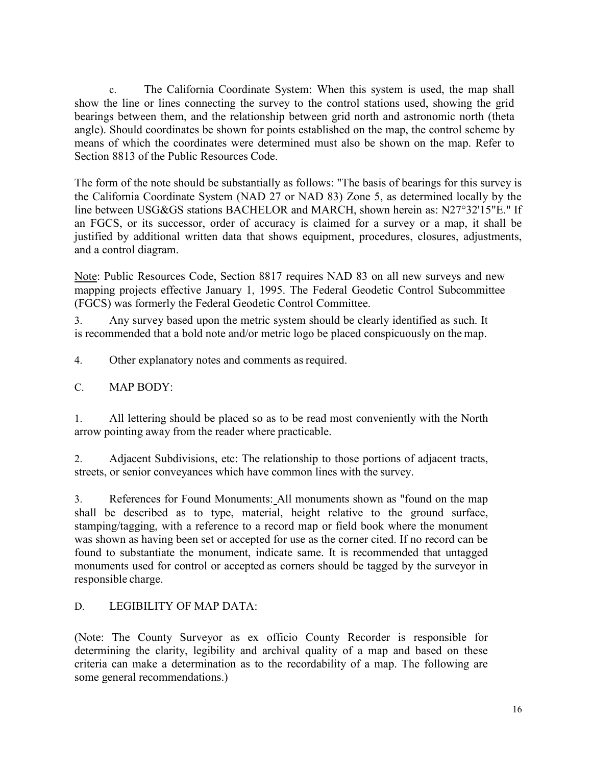c. The California Coordinate System: When this system is used, the map shall show the line or lines connecting the survey to the control stations used, showing the grid bearings between them, and the relationship between grid north and astronomic north (theta angle). Should coordinates be shown for points established on the map, the control scheme by means of which the coordinates were determined must also be shown on the map. Refer to Section 8813 of the Public Resources Code.

The form of the note should be substantially as follows: "The basis of bearings for this survey is the California Coordinate System (NAD 27 or NAD 83) Zone 5, as determined locally by the line between USG&GS stations BACHELOR and MARCH, shown herein as: N27°32'15"E." If an FGCS, or its successor, order of accuracy is claimed for a survey or a map, it shall be justified by additional written data that shows equipment, procedures, closures, adjustments, and a control diagram.

<u>Note</u>: Public Resources Code, Section 8817 requires NAD 83 on all new surveys and new mapping projects effective January 1, 1995. The Federal Geodetic Control Subcommittee (FGCS) was formerly the Federal Geodetic Control Committee.

3. Any survey based upon the metric system should be clearly identified as such. It is recommended that a bold note and/or metric logo be placed conspicuously on the map.

4. Other explanatory notes and comments as required.

C. MAP BODY:

1. All lettering should be placed so as to be read most conveniently with the North arrow pointing away from the reader where practicable.

2. Adjacent Subdivisions, etc: The relationship to those portions of adjacent tracts, streets, or senior conveyances which have common lines with the survey.

3. References for Found Monuments: All monuments shown as "found on the map shall be described as to type, material, height relative to the ground surface, stamping/tagging, with a reference to a record map or field book where the monument was shown as having been set or accepted for use as the corner cited. If no record can be found to substantiate the monument, indicate same. It is recommended that untagged monuments used for control or accepted as corners should be tagged by the surveyor in responsible charge.

D. LEGIBILITY OF MAP DATA:

(Note: The County Surveyor as ex officio County Recorder is responsible for determining the clarity, legibility and archival quality of a map and based on these criteria can make a determination as to the recordability of a map. The following are some general recommendations.)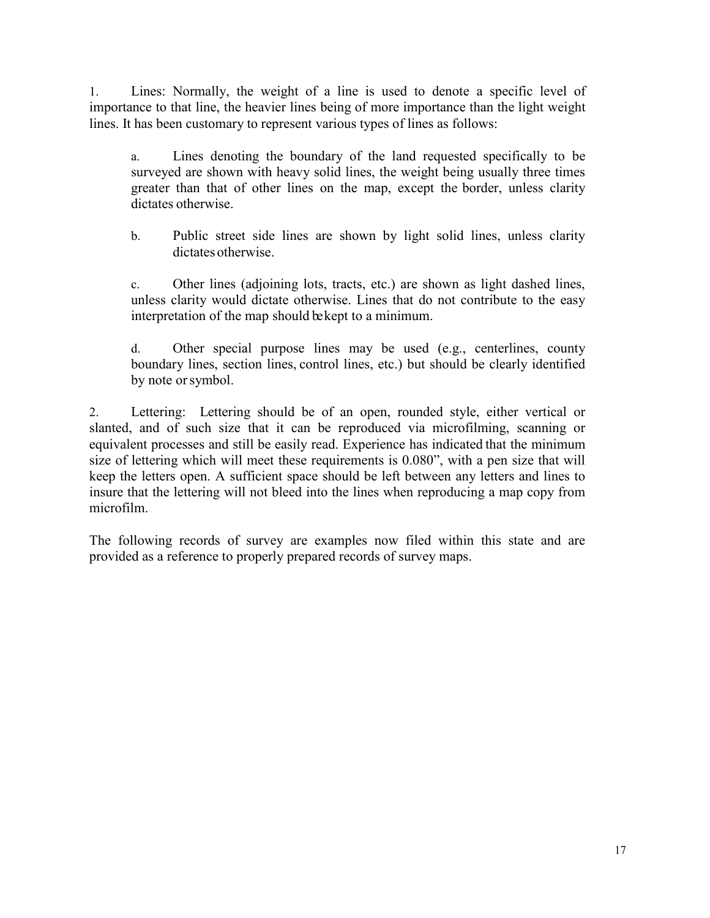1. Lines: Normally, the weight of a line is used to denote a specific level of importance to that line, the heavier lines being of more importance than the light weight lines. It has been customary to represent various types of lines as follows:

    a. Lines denoting the boundary of the land requested specifically to be surveyed are shown with heavy solid lines, the weight being usually three times greater than that of other lines on the map, except the border, unless clarity dictates otherwise.

    b. Public street side lines are shown by light solid lines, unless clarity dictates otherwise.

    c. Other lines (adjoining lots, tracts, etc.) are shown as light dashed lines, unless clarity would dictate otherwise. Lines that do not contribute to the easy interpretation of the map should be kept to a minimum.

    d. Other special purpose lines may be used (e.g., centerlines, county boundary lines, section lines, control lines, etc.) but should be clearly identified by note or symbol.

2. Lettering: Lettering should be of an open, rounded style, either vertical or slanted, and of such size that it can be reproduced via microfilming, scanning or equivalent processes and still be easily read. Experience has indicated that the minimum size of lettering which will meet these requirements is 0.080", with a pen size that will keep the letters open. A sufficient space should be left between any letters and lines to insure that the lettering will not bleed into the lines when reproducing a map copy from microfilm.

The following records of survey are examples now filed within this state and are provided as a reference to properly prepared records of survey maps.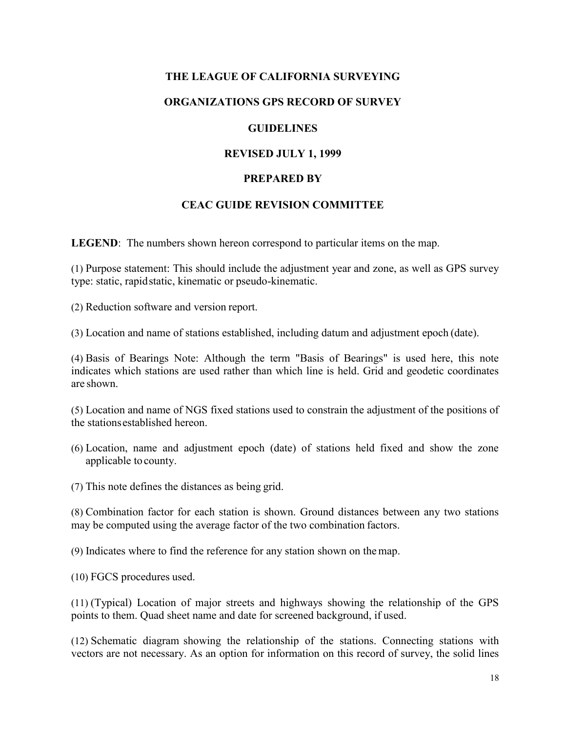**THE LEAGUE OF CALIFORNIA SURVEYING**

**ORGANIZATIONS GPS RECORD OF SURVEY**

**GUIDELINES**

**REVISED JULY 1, 1999**

**PREPARED BY**

**CEAC GUIDE REVISION COMMITTEE**

**LEGEND**: The numbers shown hereon correspond to particular items on the map.

(1) Purpose statement: This should include the adjustment year and zone, as well as GPS survey type: static, rapid static, kinematic or pseudo-kinematic.

(2) Reduction software and version report.

(3) Location and name of stations established, including datum and adjustment epoch (date).

(4) Basis of Bearings Note: Although the term "Basis of Bearings" is used here, this note indicates which stations are used rather than which line is held. Grid and geodetic coordinates are shown.

(5) Location and name of NGS fixed stations used to constrain the adjustment of the positions of the stations established hereon.

(6) Location, name and adjustment epoch (date) of stations held fixed and show the zone applicable to county.

(7) This note defines the distances as being grid.

(8) Combination factor for each station is shown. Ground distances between any two stations may be computed using the average factor of the two combination factors.

(9) Indicates where to find the reference for any station shown on the map.

(10) FGCS procedures used.

(11) (Typical) Location of major streets and highways showing the relationship of the GPS points to them. Quad sheet name and date for screened background, if used.

(12) Schematic diagram showing the relationship of the stations. Connecting stations with vectors are not necessary. As an option for information on this record of survey, the solid lines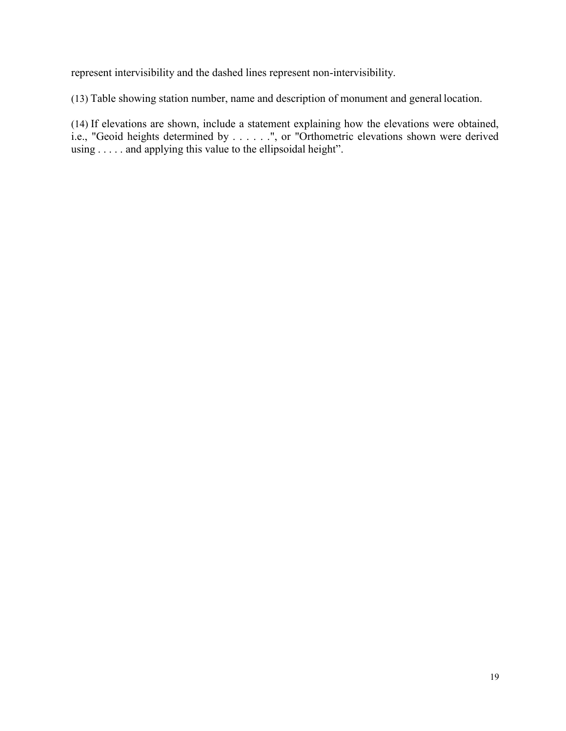represent intervisibility and the dashed lines represent non-intervisibility.

(13) Table showing station number, name and description of monument and general location.

(14) If elevations are shown, include a statement explaining how the elevations were obtained, i.e., "Geoid heights determined by . . . . . .", or "Orthometric elevations shown were derived using . . . . . and applying this value to the ellipsoidal height".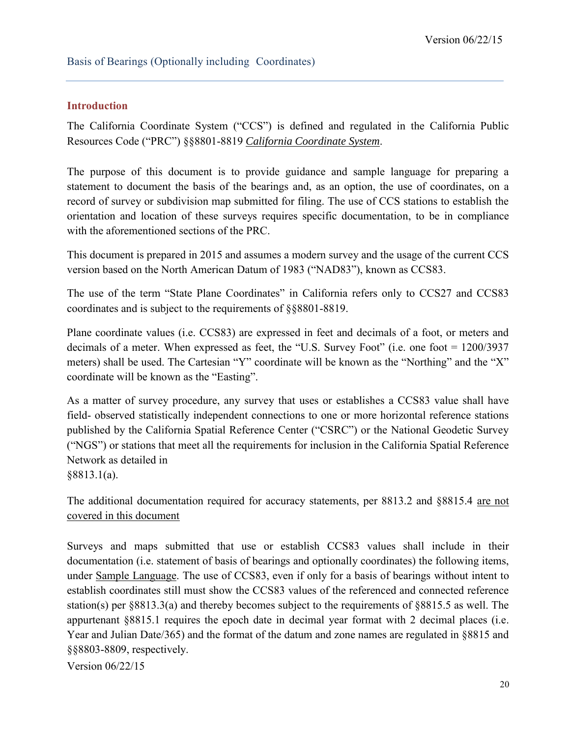## Basis of Bearings (Optionally including Coordinates)

### Introduction

The California Coordinate System ("CCS") is defined and regulated in the California Public Resources Code ("PRC") §§8801-8819 *California Coordinate System*.

The purpose of this document is to provide guidance and sample language for preparing a statement to document the basis of the bearings and, as an option, the use of coordinates, on a record of survey or subdivision map submitted for filing. The use of CCS stations to establish the orientation and location of these surveys requires specific documentation, to be in compliance with the aforementioned sections of the PRC.

This document is prepared in 2015 and assumes a modern survey and the usage of the current CCS version based on the North American Datum of 1983 ("NAD83"), known as CCS83.

The use of the term "State Plane Coordinates" in California refers only to CCS27 and CCS83 coordinates and is subject to the requirements of §§8801-8819.

Plane coordinate values (i.e. CCS83) are expressed in feet and decimals of a foot, or meters and decimals of a meter. When expressed as feet, the "U.S. Survey Foot" (i.e. one foot = 1200/3937 meters) shall be used. The Cartesian "Y" coordinate will be known as the "Northing" and the "X" coordinate will be known as the "Easting".

As a matter of survey procedure, any survey that uses or establishes a CCS83 value shall have field- observed statistically independent connections to one or more horizontal reference stations published by the California Spatial Reference Center ("CSRC") or the National Geodetic Survey ("NGS") or stations that meet all the requirements for inclusion in the California Spatial Reference Network as detailed in §8813.1(a).

The additional documentation required for accuracy statements, per 8813.2 and §8815.4 <u>are not covered in this document</u>

Surveys and maps submitted that use or establish CCS83 values shall include in their documentation (i.e. statement of basis of bearings and optionally coordinates) the following items, under <u>Sample Language</u>. The use of CCS83, even if only for a basis of bearings without intent to establish coordinates still must show the CCS83 values of the referenced and connected reference station(s) per §8813.3(a) and thereby becomes subject to the requirements of §8815.5 as well. The appurtenant §8815.1 requires the epoch date in decimal year format with 2 decimal places (i.e. Year and Julian Date/365) and the format of the datum and zone names are regulated in §8815 and §§8803-8809, respectively.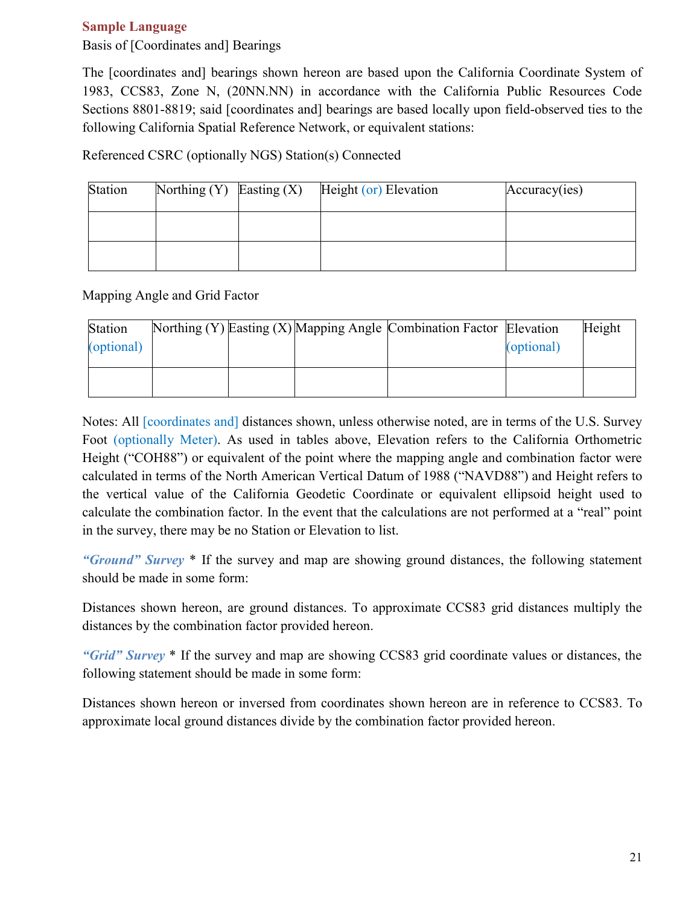**Sample Language**

Basis of [Coordinates and] Bearings

The [coordinates and] bearings shown hereon are based upon the California Coordinate System of 1983, CCS83, Zone N, (20NN.NN) in accordance with the California Public Resources Code Sections 8801-8819; said [coordinates and] bearings are based locally upon field-observed ties to the following California Spatial Reference Network, or equivalent stations:

Referenced CSRC (optionally NGS) Station(s) Connected

| Station | Northing (Y) | Easting (X) | Height (or) Elevation | Accuracy(ies) |
|---|---|---|---|---|
| | | | | |
| | | | | |

Mapping Angle and Grid Factor

| Station (optional) | Northing (Y) | Easting (X) | Mapping Angle | Combination Factor | Elevation (optional) | Height |
|---|---|---|---|---|---|---|
| | | | | | | |

Notes: All [coordinates and] distances shown, unless otherwise noted, are in terms of the U.S. Survey Foot (optionally Meter). As used in tables above, Elevation refers to the California Orthometric Height ("COH88") or equivalent of the point where the mapping angle and combination factor were calculated in terms of the North American Vertical Datum of 1988 ("NAVD88") and Height refers to the vertical value of the California Geodetic Coordinate or equivalent ellipsoid height used to calculate the combination factor. In the event that the calculations are not performed at a "real" point in the survey, there may be no Station or Elevation to list.

***"Ground" Survey*** * If the survey and map are showing ground distances, the following statement should be made in some form:

Distances shown hereon, are ground distances. To approximate CCS83 grid distances multiply the distances by the combination factor provided hereon.

***"Grid" Survey*** * If the survey and map are showing CCS83 grid coordinate values or distances, the following statement should be made in some form:

Distances shown hereon or inversed from coordinates shown hereon are in reference to CCS83. To approximate local ground distances divide by the combination factor provided hereon.